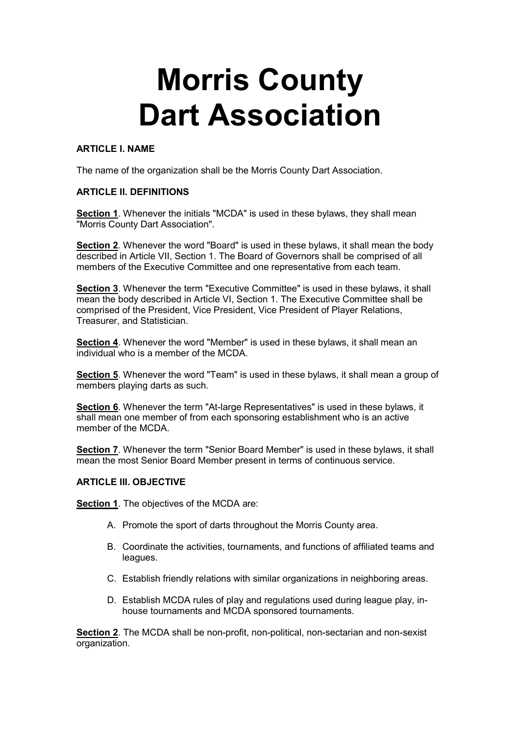# Morris County Dart Association

**ARTICLE I. NAME**

The name of the organization shall be the Morris County Dart Association.

**ARTICLE II. DEFINITIONS**

**Section 1**. Whenever the initials "MCDA" is used in these bylaws, they shall mean "Morris County Dart Association".

**Section 2**. Whenever the word "Board" is used in these bylaws, it shall mean the body described in Article VII, Section 1. The Board of Governors shall be comprised of all members of the Executive Committee and one representative from each team.

**Section 3**. Whenever the term "Executive Committee" is used in these bylaws, it shall mean the body described in Article VI, Section 1. The Executive Committee shall be comprised of the President, Vice President, Vice President of Player Relations, Treasurer, and Statistician.

**Section 4**. Whenever the word "Member" is used in these bylaws, it shall mean an individual who is a member of the MCDA.

**Section 5**. Whenever the word "Team" is used in these bylaws, it shall mean a group of members playing darts as such.

**Section 6**. Whenever the term "At-large Representatives" is used in these bylaws, it shall mean one member of from each sponsoring establishment who is an active member of the MCDA.

**Section 7**. Whenever the term "Senior Board Member" is used in these bylaws, it shall mean the most Senior Board Member present in terms of continuous service.

**ARTICLE III. OBJECTIVE**

**Section 1**. The objectives of the MCDA are:

A. Promote the sport of darts throughout the Morris County area.

B. Coordinate the activities, tournaments, and functions of affiliated teams and leagues.

C. Establish friendly relations with similar organizations in neighboring areas.

D. Establish MCDA rules of play and regulations used during league play, in-house tournaments and MCDA sponsored tournaments.

**Section 2**. The MCDA shall be non-profit, non-political, non-sectarian and non-sexist organization.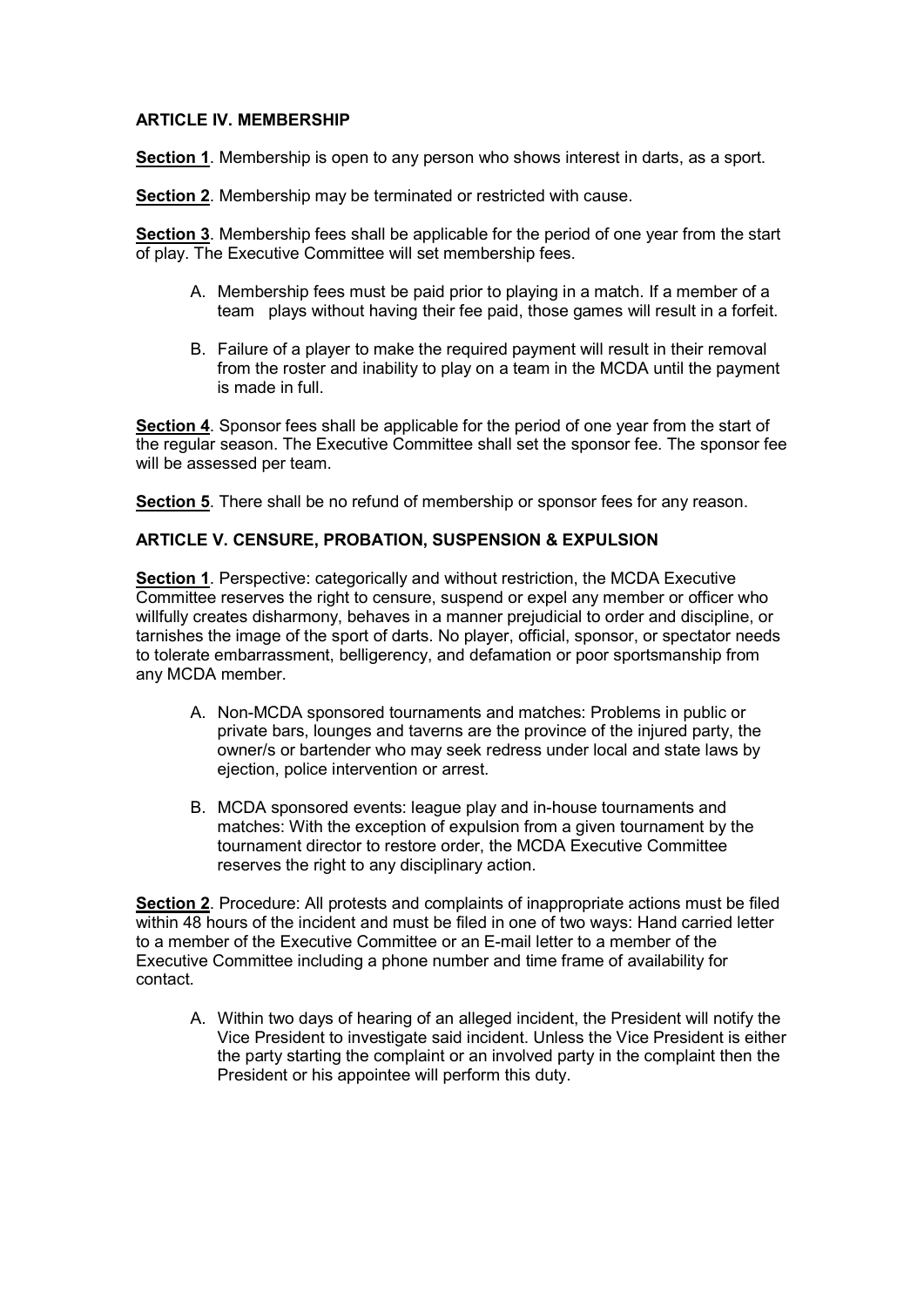**ARTICLE IV. MEMBERSHIP**

**Section 1**. Membership is open to any person who shows interest in darts, as a sport.

**Section 2**. Membership may be terminated or restricted with cause.

**Section 3**. Membership fees shall be applicable for the period of one year from the start of play. The Executive Committee will set membership fees.

A. Membership fees must be paid prior to playing in a match. If a member of a team plays without having their fee paid, those games will result in a forfeit.

B. Failure of a player to make the required payment will result in their removal from the roster and inability to play on a team in the MCDA until the payment is made in full.

**Section 4**. Sponsor fees shall be applicable for the period of one year from the start of the regular season. The Executive Committee shall set the sponsor fee. The sponsor fee will be assessed per team.

**Section 5**. There shall be no refund of membership or sponsor fees for any reason.

**ARTICLE V. CENSURE, PROBATION, SUSPENSION & EXPULSION**

**Section 1**. Perspective: categorically and without restriction, the MCDA Executive Committee reserves the right to censure, suspend or expel any member or officer who willfully creates disharmony, behaves in a manner prejudicial to order and discipline, or tarnishes the image of the sport of darts. No player, official, sponsor, or spectator needs to tolerate embarrassment, belligerency, and defamation or poor sportsmanship from any MCDA member.

A. Non-MCDA sponsored tournaments and matches: Problems in public or private bars, lounges and taverns are the province of the injured party, the owner/s or bartender who may seek redress under local and state laws by ejection, police intervention or arrest.

B. MCDA sponsored events: league play and in-house tournaments and matches: With the exception of expulsion from a given tournament by the tournament director to restore order, the MCDA Executive Committee reserves the right to any disciplinary action.

**Section 2**. Procedure: All protests and complaints of inappropriate actions must be filed within 48 hours of the incident and must be filed in one of two ways: Hand carried letter to a member of the Executive Committee or an E-mail letter to a member of the Executive Committee including a phone number and time frame of availability for contact.

A. Within two days of hearing of an alleged incident, the President will notify the Vice President to investigate said incident. Unless the Vice President is either the party starting the complaint or an involved party in the complaint then the President or his appointee will perform this duty.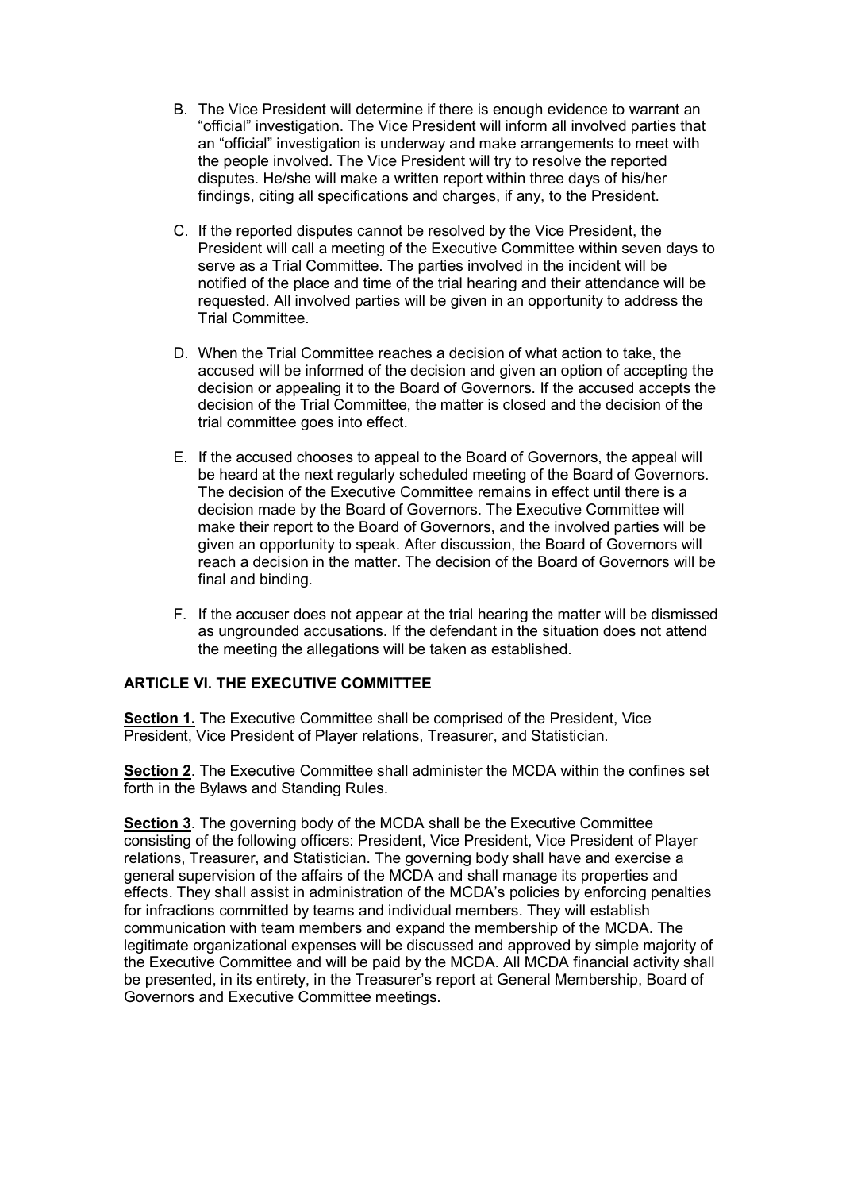B. The Vice President will determine if there is enough evidence to warrant an "official" investigation. The Vice President will inform all involved parties that an "official" investigation is underway and make arrangements to meet with the people involved. The Vice President will try to resolve the reported disputes. He/she will make a written report within three days of his/her findings, citing all specifications and charges, if any, to the President.

C. If the reported disputes cannot be resolved by the Vice President, the President will call a meeting of the Executive Committee within seven days to serve as a Trial Committee. The parties involved in the incident will be notified of the place and time of the trial hearing and their attendance will be requested. All involved parties will be given in an opportunity to address the Trial Committee.

D. When the Trial Committee reaches a decision of what action to take, the accused will be informed of the decision and given an option of accepting the decision or appealing it to the Board of Governors. If the accused accepts the decision of the Trial Committee, the matter is closed and the decision of the trial committee goes into effect.

E. If the accused chooses to appeal to the Board of Governors, the appeal will be heard at the next regularly scheduled meeting of the Board of Governors. The decision of the Executive Committee remains in effect until there is a decision made by the Board of Governors. The Executive Committee will make their report to the Board of Governors, and the involved parties will be given an opportunity to speak. After discussion, the Board of Governors will reach a decision in the matter. The decision of the Board of Governors will be final and binding.

F. If the accuser does not appear at the trial hearing the matter will be dismissed as ungrounded accusations. If the defendant in the situation does not attend the meeting the allegations will be taken as established.

## ARTICLE VI. THE EXECUTIVE COMMITTEE

**Section 1.** The Executive Committee shall be comprised of the President, Vice President, Vice President of Player relations, Treasurer, and Statistician.

**Section 2**. The Executive Committee shall administer the MCDA within the confines set forth in the Bylaws and Standing Rules.

**Section 3**. The governing body of the MCDA shall be the Executive Committee consisting of the following officers: President, Vice President, Vice President of Player relations, Treasurer, and Statistician. The governing body shall have and exercise a general supervision of the affairs of the MCDA and shall manage its properties and effects. They shall assist in administration of the MCDA's policies by enforcing penalties for infractions committed by teams and individual members. They will establish communication with team members and expand the membership of the MCDA. The legitimate organizational expenses will be discussed and approved by simple majority of the Executive Committee and will be paid by the MCDA. All MCDA financial activity shall be presented, in its entirety, in the Treasurer's report at General Membership, Board of Governors and Executive Committee meetings.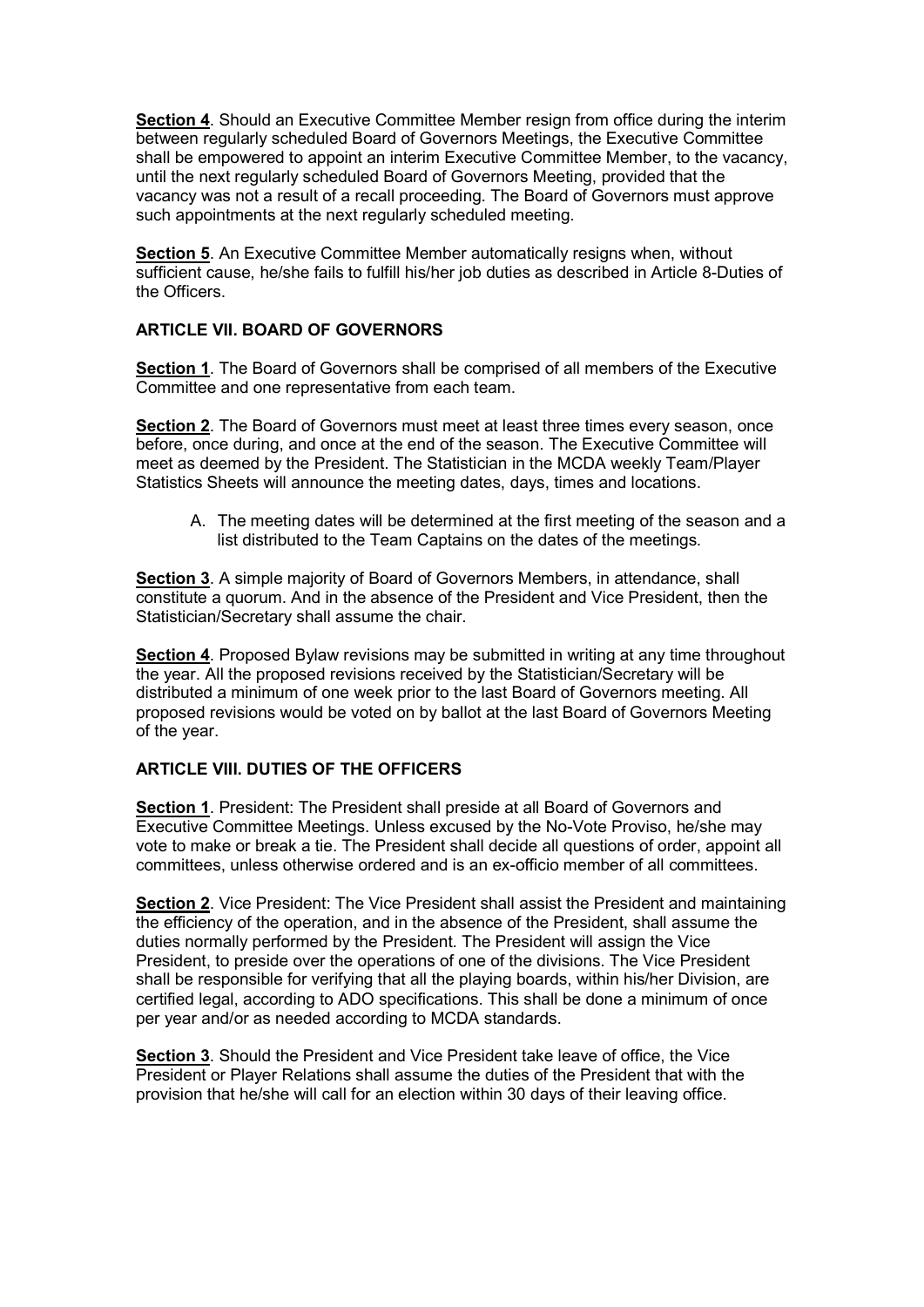**Section 4**. Should an Executive Committee Member resign from office during the interim between regularly scheduled Board of Governors Meetings, the Executive Committee shall be empowered to appoint an interim Executive Committee Member, to the vacancy, until the next regularly scheduled Board of Governors Meeting, provided that the vacancy was not a result of a recall proceeding. The Board of Governors must approve such appointments at the next regularly scheduled meeting.

**Section 5**. An Executive Committee Member automatically resigns when, without sufficient cause, he/she fails to fulfill his/her job duties as described in Article 8-Duties of the Officers.

### ARTICLE VII. BOARD OF GOVERNORS

**Section 1**. The Board of Governors shall be comprised of all members of the Executive Committee and one representative from each team.

**Section 2**. The Board of Governors must meet at least three times every season, once before, once during, and once at the end of the season. The Executive Committee will meet as deemed by the President. The Statistician in the MCDA weekly Team/Player Statistics Sheets will announce the meeting dates, days, times and locations.

A. The meeting dates will be determined at the first meeting of the season and a list distributed to the Team Captains on the dates of the meetings.

**Section 3**. A simple majority of Board of Governors Members, in attendance, shall constitute a quorum. And in the absence of the President and Vice President, then the Statistician/Secretary shall assume the chair.

**Section 4**. Proposed Bylaw revisions may be submitted in writing at any time throughout the year. All the proposed revisions received by the Statistician/Secretary will be distributed a minimum of one week prior to the last Board of Governors meeting. All proposed revisions would be voted on by ballot at the last Board of Governors Meeting of the year.

### ARTICLE VIII. DUTIES OF THE OFFICERS

**Section 1**. President: The President shall preside at all Board of Governors and Executive Committee Meetings. Unless excused by the No-Vote Proviso, he/she may vote to make or break a tie. The President shall decide all questions of order, appoint all committees, unless otherwise ordered and is an ex-officio member of all committees.

**Section 2**. Vice President: The Vice President shall assist the President and maintaining the efficiency of the operation, and in the absence of the President, shall assume the duties normally performed by the President. The President will assign the Vice President, to preside over the operations of one of the divisions. The Vice President shall be responsible for verifying that all the playing boards, within his/her Division, are certified legal, according to ADO specifications. This shall be done a minimum of once per year and/or as needed according to MCDA standards.

**Section 3**. Should the President and Vice President take leave of office, the Vice President or Player Relations shall assume the duties of the President that with the provision that he/she will call for an election within 30 days of their leaving office.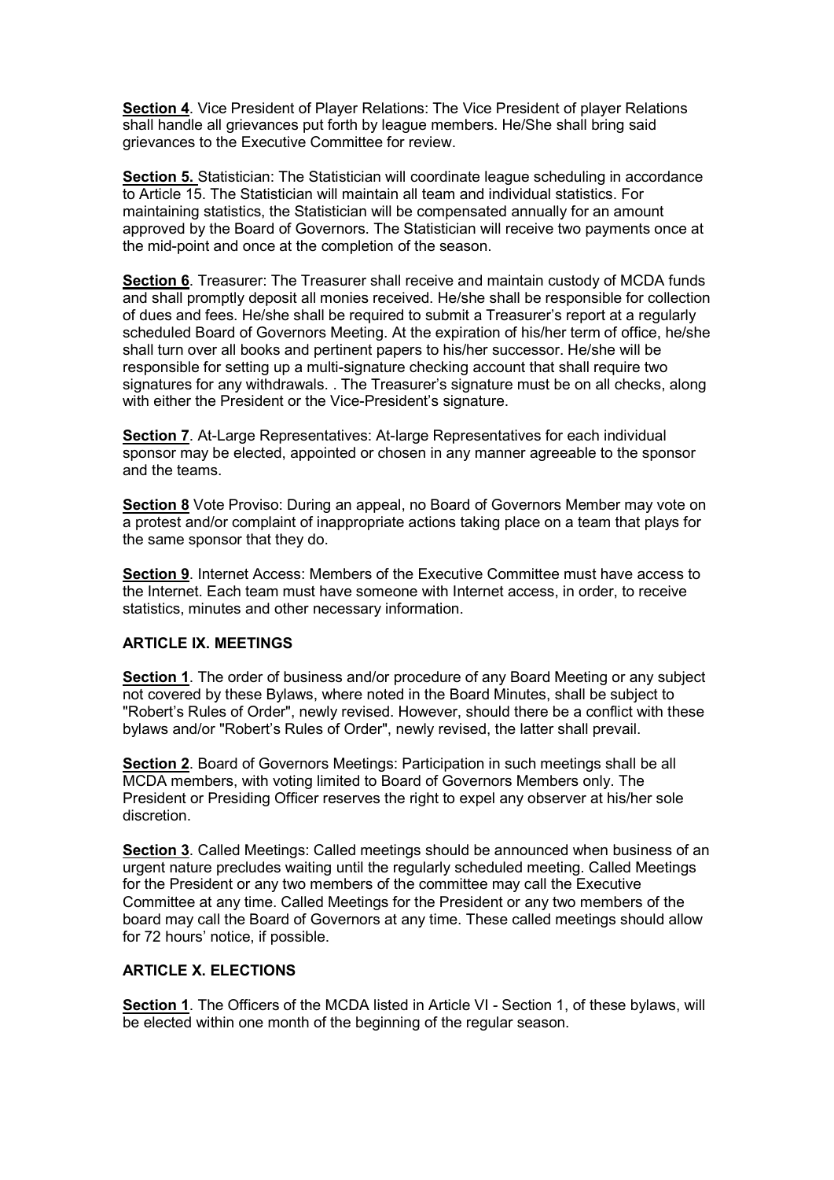**Section 4**. Vice President of Player Relations: The Vice President of player Relations shall handle all grievances put forth by league members. He/She shall bring said grievances to the Executive Committee for review.

**Section 5.** Statistician: The Statistician will coordinate league scheduling in accordance to Article 15. The Statistician will maintain all team and individual statistics. For maintaining statistics, the Statistician will be compensated annually for an amount approved by the Board of Governors. The Statistician will receive two payments once at the mid-point and once at the completion of the season.

**Section 6**. Treasurer: The Treasurer shall receive and maintain custody of MCDA funds and shall promptly deposit all monies received. He/she shall be responsible for collection of dues and fees. He/she shall be required to submit a Treasurer's report at a regularly scheduled Board of Governors Meeting. At the expiration of his/her term of office, he/she shall turn over all books and pertinent papers to his/her successor. He/she will be responsible for setting up a multi-signature checking account that shall require two signatures for any withdrawals. . The Treasurer's signature must be on all checks, along with either the President or the Vice-President's signature.

**Section 7**. At-Large Representatives: At-large Representatives for each individual sponsor may be elected, appointed or chosen in any manner agreeable to the sponsor and the teams.

**Section 8** Vote Proviso: During an appeal, no Board of Governors Member may vote on a protest and/or complaint of inappropriate actions taking place on a team that plays for the same sponsor that they do.

**Section 9**. Internet Access: Members of the Executive Committee must have access to the Internet. Each team must have someone with Internet access, in order, to receive statistics, minutes and other necessary information.

## ARTICLE IX. MEETINGS

**Section 1**. The order of business and/or procedure of any Board Meeting or any subject not covered by these Bylaws, where noted in the Board Minutes, shall be subject to "Robert's Rules of Order", newly revised. However, should there be a conflict with these bylaws and/or "Robert's Rules of Order", newly revised, the latter shall prevail.

**Section 2**. Board of Governors Meetings: Participation in such meetings shall be all MCDA members, with voting limited to Board of Governors Members only. The President or Presiding Officer reserves the right to expel any observer at his/her sole discretion.

**Section 3**. Called Meetings: Called meetings should be announced when business of an urgent nature precludes waiting until the regularly scheduled meeting. Called Meetings for the President or any two members of the committee may call the Executive Committee at any time. Called Meetings for the President or any two members of the board may call the Board of Governors at any time. These called meetings should allow for 72 hours' notice, if possible.

## ARTICLE X. ELECTIONS

**Section 1**. The Officers of the MCDA listed in Article VI - Section 1, of these bylaws, will be elected within one month of the beginning of the regular season.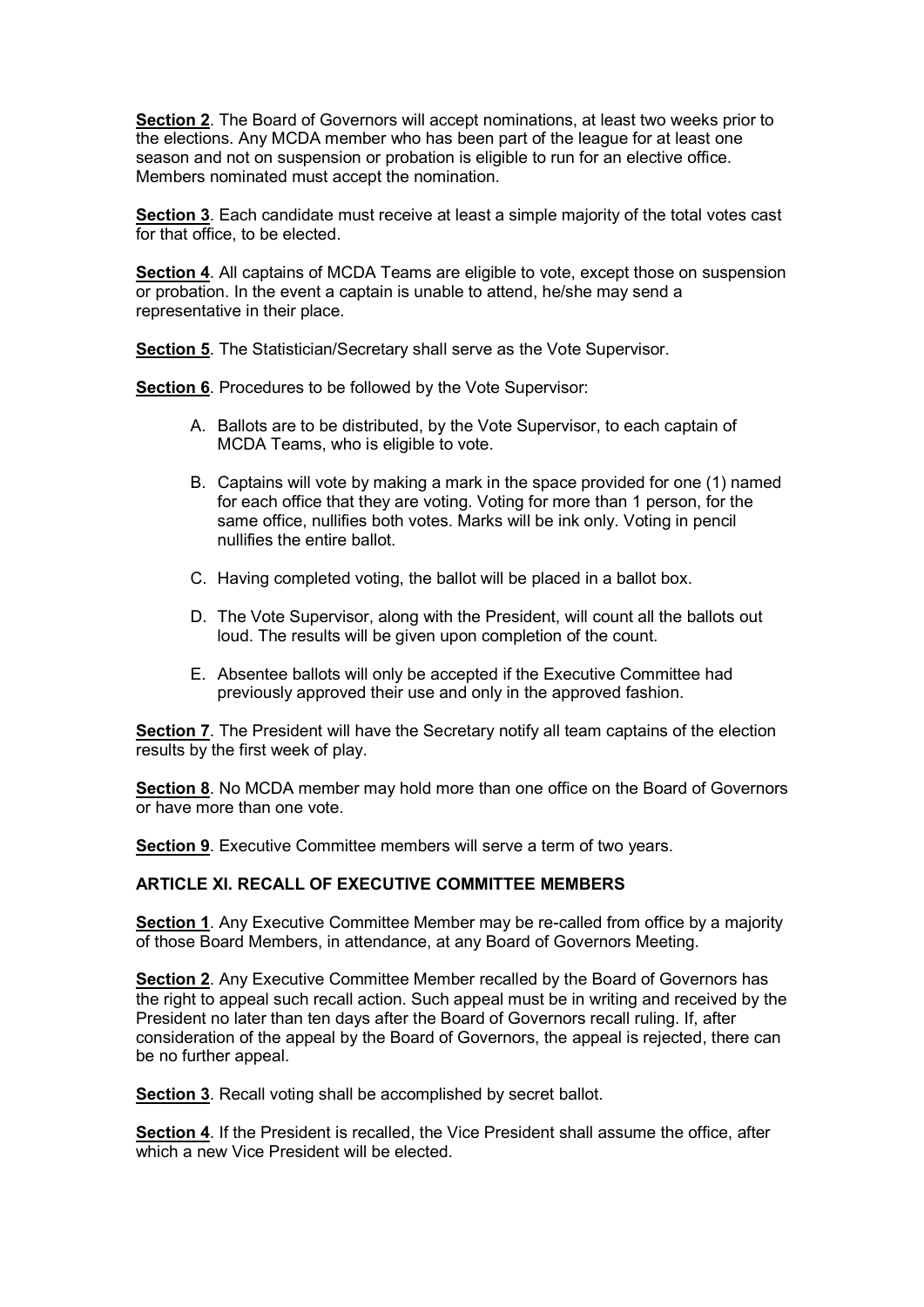**Section 2**. The Board of Governors will accept nominations, at least two weeks prior to the elections. Any MCDA member who has been part of the league for at least one season and not on suspension or probation is eligible to run for an elective office. Members nominated must accept the nomination.

**Section 3**. Each candidate must receive at least a simple majority of the total votes cast for that office, to be elected.

**Section 4**. All captains of MCDA Teams are eligible to vote, except those on suspension or probation. In the event a captain is unable to attend, he/she may send a representative in their place.

**Section 5**. The Statistician/Secretary shall serve as the Vote Supervisor.

**Section 6**. Procedures to be followed by the Vote Supervisor:

A. Ballots are to be distributed, by the Vote Supervisor, to each captain of MCDA Teams, who is eligible to vote.

B. Captains will vote by making a mark in the space provided for one (1) named for each office that they are voting. Voting for more than 1 person, for the same office, nullifies both votes. Marks will be ink only. Voting in pencil nullifies the entire ballot.

C. Having completed voting, the ballot will be placed in a ballot box.

D. The Vote Supervisor, along with the President, will count all the ballots out loud. The results will be given upon completion of the count.

E. Absentee ballots will only be accepted if the Executive Committee had previously approved their use and only in the approved fashion.

**Section 7**. The President will have the Secretary notify all team captains of the election results by the first week of play.

**Section 8**. No MCDA member may hold more than one office on the Board of Governors or have more than one vote.

**Section 9**. Executive Committee members will serve a term of two years.

## ARTICLE XI. RECALL OF EXECUTIVE COMMITTEE MEMBERS

**Section 1**. Any Executive Committee Member may be re-called from office by a majority of those Board Members, in attendance, at any Board of Governors Meeting.

**Section 2**. Any Executive Committee Member recalled by the Board of Governors has the right to appeal such recall action. Such appeal must be in writing and received by the President no later than ten days after the Board of Governors recall ruling. If, after consideration of the appeal by the Board of Governors, the appeal is rejected, there can be no further appeal.

**Section 3**. Recall voting shall be accomplished by secret ballot.

**Section 4**. If the President is recalled, the Vice President shall assume the office, after which a new Vice President will be elected.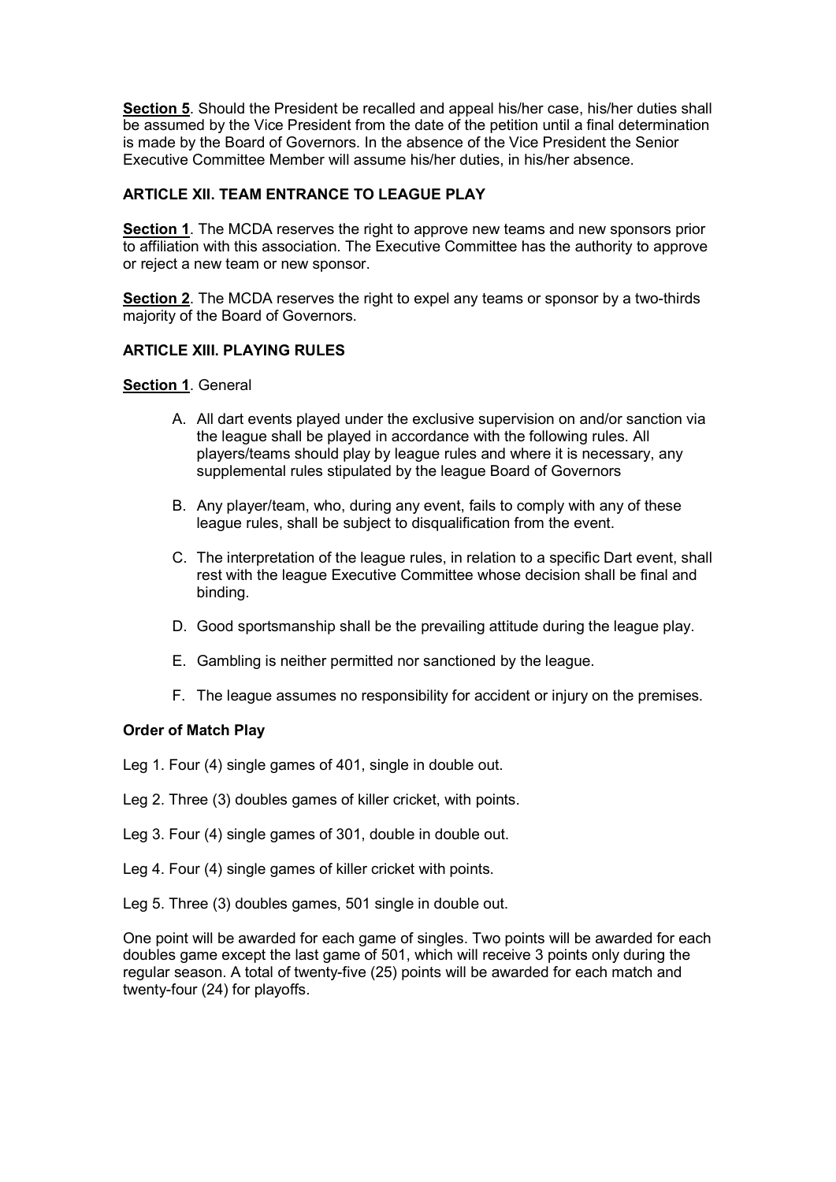**Section 5**. Should the President be recalled and appeal his/her case, his/her duties shall be assumed by the Vice President from the date of the petition until a final determination is made by the Board of Governors. In the absence of the Vice President the Senior Executive Committee Member will assume his/her duties, in his/her absence.

## ARTICLE XII. TEAM ENTRANCE TO LEAGUE PLAY

**Section 1**. The MCDA reserves the right to approve new teams and new sponsors prior to affiliation with this association. The Executive Committee has the authority to approve or reject a new team or new sponsor.

**Section 2**. The MCDA reserves the right to expel any teams or sponsor by a two-thirds majority of the Board of Governors.

## ARTICLE XIII. PLAYING RULES

**Section 1**. General

A. All dart events played under the exclusive supervision on and/or sanction via the league shall be played in accordance with the following rules. All players/teams should play by league rules and where it is necessary, any supplemental rules stipulated by the league Board of Governors

B. Any player/team, who, during any event, fails to comply with any of these league rules, shall be subject to disqualification from the event.

C. The interpretation of the league rules, in relation to a specific Dart event, shall rest with the league Executive Committee whose decision shall be final and binding.

D. Good sportsmanship shall be the prevailing attitude during the league play.

E. Gambling is neither permitted nor sanctioned by the league.

F. The league assumes no responsibility for accident or injury on the premises.

### Order of Match Play

Leg 1. Four (4) single games of 401, single in double out.

Leg 2. Three (3) doubles games of killer cricket, with points.

Leg 3. Four (4) single games of 301, double in double out.

Leg 4. Four (4) single games of killer cricket with points.

Leg 5. Three (3) doubles games, 501 single in double out.

One point will be awarded for each game of singles. Two points will be awarded for each doubles game except the last game of 501, which will receive 3 points only during the regular season. A total of twenty-five (25) points will be awarded for each match and twenty-four (24) for playoffs.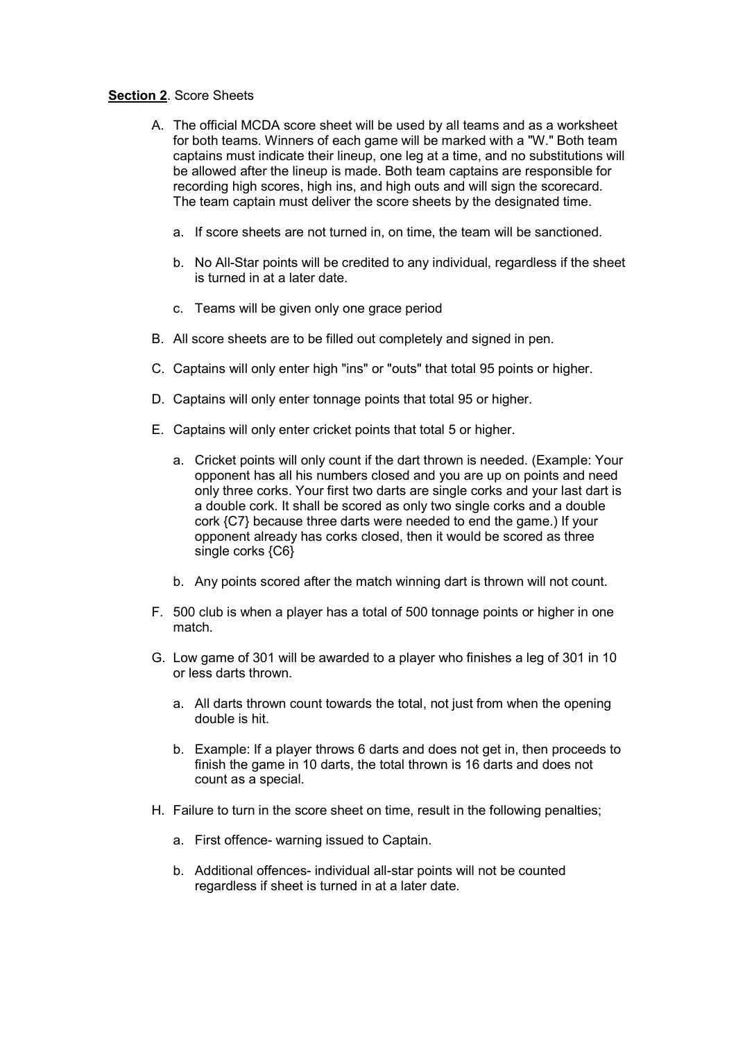**Section 2**. Score Sheets

A. The official MCDA score sheet will be used by all teams and as a worksheet for both teams. Winners of each game will be marked with a "W." Both team captains must indicate their lineup, one leg at a time, and no substitutions will be allowed after the lineup is made. Both team captains are responsible for recording high scores, high ins, and high outs and will sign the scorecard. The team captain must deliver the score sheets by the designated time.

   a. If score sheets are not turned in, on time, the team will be sanctioned.

   b. No All-Star points will be credited to any individual, regardless if the sheet is turned in at a later date.

   c. Teams will be given only one grace period

B. All score sheets are to be filled out completely and signed in pen.

C. Captains will only enter high "ins" or "outs" that total 95 points or higher.

D. Captains will only enter tonnage points that total 95 or higher.

E. Captains will only enter cricket points that total 5 or higher.

   a. Cricket points will only count if the dart thrown is needed. (Example: Your opponent has all his numbers closed and you are up on points and need only three corks. Your first two darts are single corks and your last dart is a double cork. It shall be scored as only two single corks and a double cork {C7} because three darts were needed to end the game.) If your opponent already has corks closed, then it would be scored as three single corks {C6}

   b. Any points scored after the match winning dart is thrown will not count.

F. 500 club is when a player has a total of 500 tonnage points or higher in one match.

G. Low game of 301 will be awarded to a player who finishes a leg of 301 in 10 or less darts thrown.

   a. All darts thrown count towards the total, not just from when the opening double is hit.

   b. Example: If a player throws 6 darts and does not get in, then proceeds to finish the game in 10 darts, the total thrown is 16 darts and does not count as a special.

H. Failure to turn in the score sheet on time, result in the following penalties;

   a. First offence- warning issued to Captain.

   b. Additional offences- individual all-star points will not be counted regardless if sheet is turned in at a later date.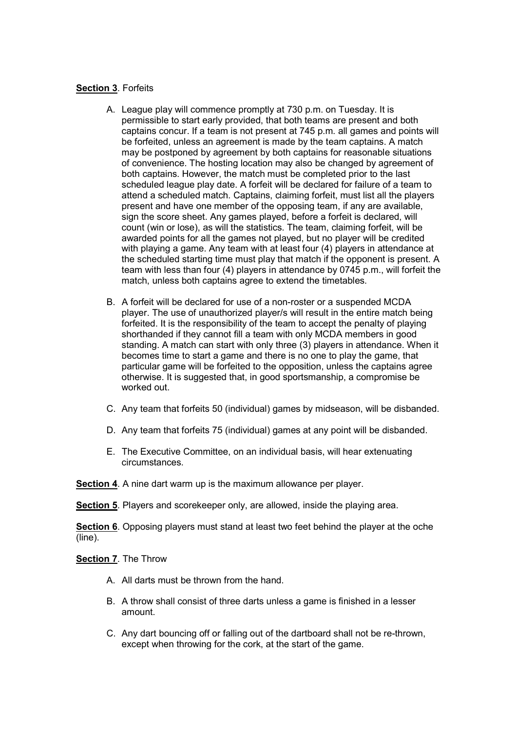**Section 3**. Forfeits

A. League play will commence promptly at 730 p.m. on Tuesday. It is permissible to start early provided, that both teams are present and both captains concur. If a team is not present at 745 p.m. all games and points will be forfeited, unless an agreement is made by the team captains. A match may be postponed by agreement by both captains for reasonable situations of convenience. The hosting location may also be changed by agreement of both captains. However, the match must be completed prior to the last scheduled league play date. A forfeit will be declared for failure of a team to attend a scheduled match. Captains, claiming forfeit, must list all the players present and have one member of the opposing team, if any are available, sign the score sheet. Any games played, before a forfeit is declared, will count (win or lose), as will the statistics. The team, claiming forfeit, will be awarded points for all the games not played, but no player will be credited with playing a game. Any team with at least four (4) players in attendance at the scheduled starting time must play that match if the opponent is present. A team with less than four (4) players in attendance by 0745 p.m., will forfeit the match, unless both captains agree to extend the timetables.

B. A forfeit will be declared for use of a non-roster or a suspended MCDA player. The use of unauthorized player/s will result in the entire match being forfeited. It is the responsibility of the team to accept the penalty of playing shorthanded if they cannot fill a team with only MCDA members in good standing. A match can start with only three (3) players in attendance. When it becomes time to start a game and there is no one to play the game, that particular game will be forfeited to the opposition, unless the captains agree otherwise. It is suggested that, in good sportsmanship, a compromise be worked out.

C. Any team that forfeits 50 (individual) games by midseason, will be disbanded.

D. Any team that forfeits 75 (individual) games at any point will be disbanded.

E. The Executive Committee, on an individual basis, will hear extenuating circumstances.

**Section 4**. A nine dart warm up is the maximum allowance per player.

**Section 5**. Players and scorekeeper only, are allowed, inside the playing area.

**Section 6**. Opposing players must stand at least two feet behind the player at the oche (line).

**Section 7**. The Throw

A. All darts must be thrown from the hand.

B. A throw shall consist of three darts unless a game is finished in a lesser amount.

C. Any dart bouncing off or falling out of the dartboard shall not be re-thrown, except when throwing for the cork, at the start of the game.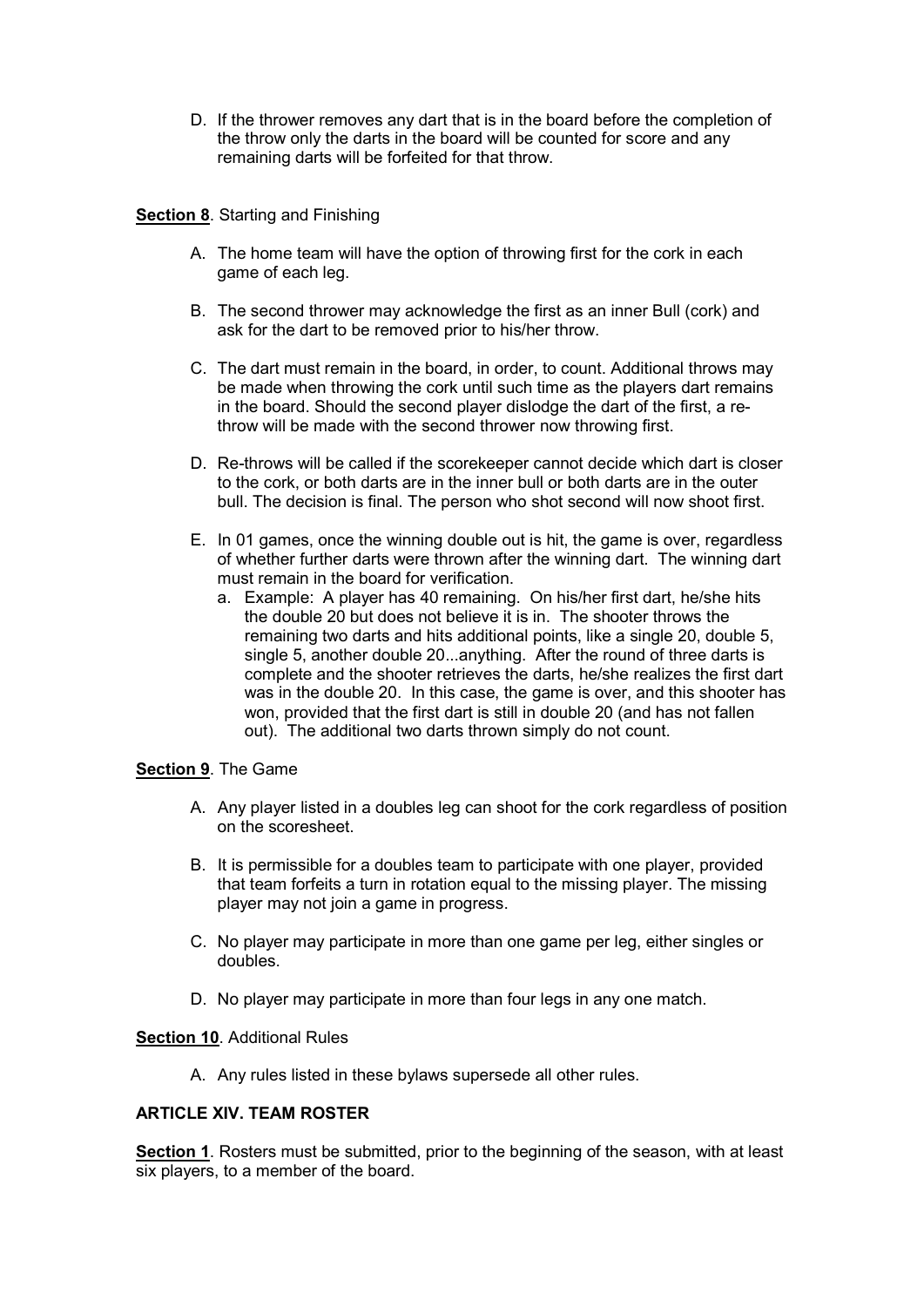D. If the thrower removes any dart that is in the board before the completion of the throw only the darts in the board will be counted for score and any remaining darts will be forfeited for that throw.

**Section 8**. Starting and Finishing

A. The home team will have the option of throwing first for the cork in each game of each leg.

B. The second thrower may acknowledge the first as an inner Bull (cork) and ask for the dart to be removed prior to his/her throw.

C. The dart must remain in the board, in order, to count. Additional throws may be made when throwing the cork until such time as the players dart remains in the board. Should the second player dislodge the dart of the first, a re-throw will be made with the second thrower now throwing first.

D. Re-throws will be called if the scorekeeper cannot decide which dart is closer to the cork, or both darts are in the inner bull or both darts are in the outer bull. The decision is final. The person who shot second will now shoot first.

E. In 01 games, once the winning double out is hit, the game is over, regardless of whether further darts were thrown after the winning dart. The winning dart must remain in the board for verification.
   a. Example: A player has 40 remaining. On his/her first dart, he/she hits the double 20 but does not believe it is in. The shooter throws the remaining two darts and hits additional points, like a single 20, double 5, single 5, another double 20...anything. After the round of three darts is complete and the shooter retrieves the darts, he/she realizes the first dart was in the double 20. In this case, the game is over, and this shooter has won, provided that the first dart is still in double 20 (and has not fallen out). The additional two darts thrown simply do not count.

**Section 9**. The Game

A. Any player listed in a doubles leg can shoot for the cork regardless of position on the scoresheet.

B. It is permissible for a doubles team to participate with one player, provided that team forfeits a turn in rotation equal to the missing player. The missing player may not join a game in progress.

C. No player may participate in more than one game per leg, either singles or doubles.

D. No player may participate in more than four legs in any one match.

**Section 10**. Additional Rules

A. Any rules listed in these bylaws supersede all other rules.

## ARTICLE XIV. TEAM ROSTER

**Section 1**. Rosters must be submitted, prior to the beginning of the season, with at least six players, to a member of the board.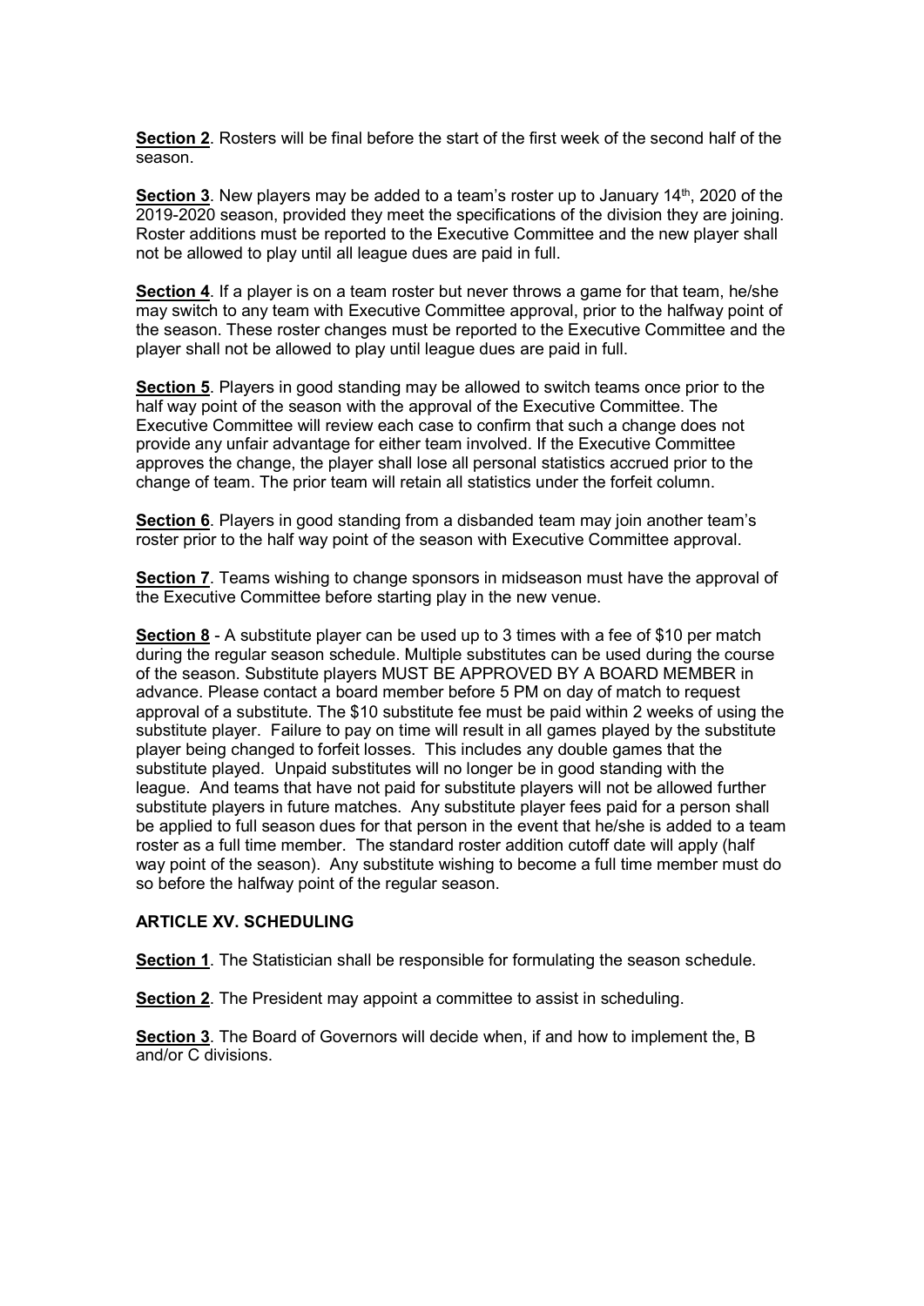**Section 2**. Rosters will be final before the start of the first week of the second half of the season.

**Section 3**. New players may be added to a team's roster up to January 14th, 2020 of the 2019-2020 season, provided they meet the specifications of the division they are joining. Roster additions must be reported to the Executive Committee and the new player shall not be allowed to play until all league dues are paid in full.

**Section 4**. If a player is on a team roster but never throws a game for that team, he/she may switch to any team with Executive Committee approval, prior to the halfway point of the season. These roster changes must be reported to the Executive Committee and the player shall not be allowed to play until league dues are paid in full.

**Section 5**. Players in good standing may be allowed to switch teams once prior to the half way point of the season with the approval of the Executive Committee. The Executive Committee will review each case to confirm that such a change does not provide any unfair advantage for either team involved. If the Executive Committee approves the change, the player shall lose all personal statistics accrued prior to the change of team. The prior team will retain all statistics under the forfeit column.

**Section 6**. Players in good standing from a disbanded team may join another team's roster prior to the half way point of the season with Executive Committee approval.

**Section 7**. Teams wishing to change sponsors in midseason must have the approval of the Executive Committee before starting play in the new venue.

**Section 8** - A substitute player can be used up to 3 times with a fee of $10 per match during the regular season schedule. Multiple substitutes can be used during the course of the season. Substitute players MUST BE APPROVED BY A BOARD MEMBER in advance. Please contact a board member before 5 PM on day of match to request approval of a substitute. The $10 substitute fee must be paid within 2 weeks of using the substitute player. Failure to pay on time will result in all games played by the substitute player being changed to forfeit losses. This includes any double games that the substitute played. Unpaid substitutes will no longer be in good standing with the league. And teams that have not paid for substitute players will not be allowed further substitute players in future matches. Any substitute player fees paid for a person shall be applied to full season dues for that person in the event that he/she is added to a team roster as a full time member. The standard roster addition cutoff date will apply (half way point of the season). Any substitute wishing to become a full time member must do so before the halfway point of the regular season.

**ARTICLE XV. SCHEDULING**

**Section 1**. The Statistician shall be responsible for formulating the season schedule.

**Section 2**. The President may appoint a committee to assist in scheduling.

**Section 3**. The Board of Governors will decide when, if and how to implement the, B and/or C divisions.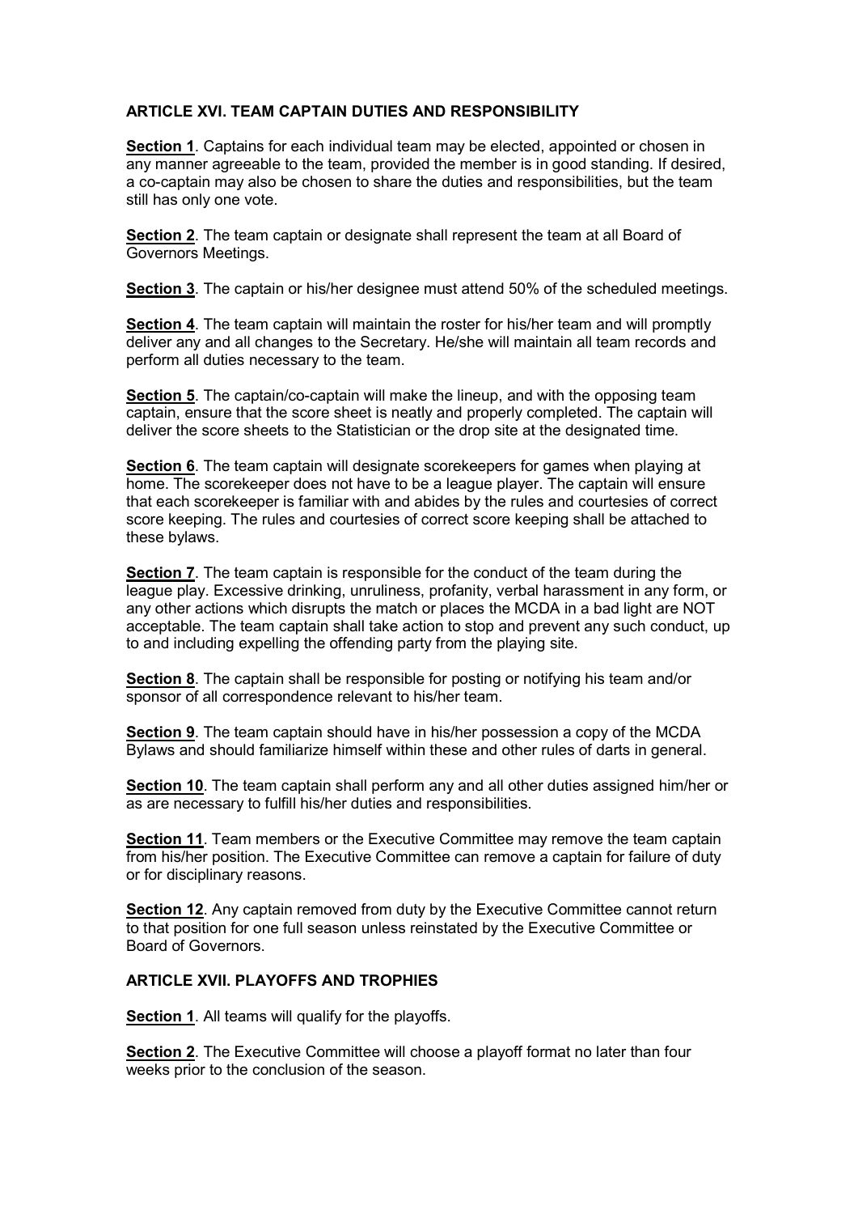## ARTICLE XVI. TEAM CAPTAIN DUTIES AND RESPONSIBILITY

**Section 1**. Captains for each individual team may be elected, appointed or chosen in any manner agreeable to the team, provided the member is in good standing. If desired, a co-captain may also be chosen to share the duties and responsibilities, but the team still has only one vote.

**Section 2**. The team captain or designate shall represent the team at all Board of Governors Meetings.

**Section 3**. The captain or his/her designee must attend 50% of the scheduled meetings.

**Section 4**. The team captain will maintain the roster for his/her team and will promptly deliver any and all changes to the Secretary. He/she will maintain all team records and perform all duties necessary to the team.

**Section 5**. The captain/co-captain will make the lineup, and with the opposing team captain, ensure that the score sheet is neatly and properly completed. The captain will deliver the score sheets to the Statistician or the drop site at the designated time.

**Section 6**. The team captain will designate scorekeepers for games when playing at home. The scorekeeper does not have to be a league player. The captain will ensure that each scorekeeper is familiar with and abides by the rules and courtesies of correct score keeping. The rules and courtesies of correct score keeping shall be attached to these bylaws.

**Section 7**. The team captain is responsible for the conduct of the team during the league play. Excessive drinking, unruliness, profanity, verbal harassment in any form, or any other actions which disrupts the match or places the MCDA in a bad light are NOT acceptable. The team captain shall take action to stop and prevent any such conduct, up to and including expelling the offending party from the playing site.

**Section 8**. The captain shall be responsible for posting or notifying his team and/or sponsor of all correspondence relevant to his/her team.

**Section 9**. The team captain should have in his/her possession a copy of the MCDA Bylaws and should familiarize himself within these and other rules of darts in general.

**Section 10**. The team captain shall perform any and all other duties assigned him/her or as are necessary to fulfill his/her duties and responsibilities.

**Section 11**. Team members or the Executive Committee may remove the team captain from his/her position. The Executive Committee can remove a captain for failure of duty or for disciplinary reasons.

**Section 12**. Any captain removed from duty by the Executive Committee cannot return to that position for one full season unless reinstated by the Executive Committee or Board of Governors.

## ARTICLE XVII. PLAYOFFS AND TROPHIES

**Section 1**. All teams will qualify for the playoffs.

**Section 2**. The Executive Committee will choose a playoff format no later than four weeks prior to the conclusion of the season.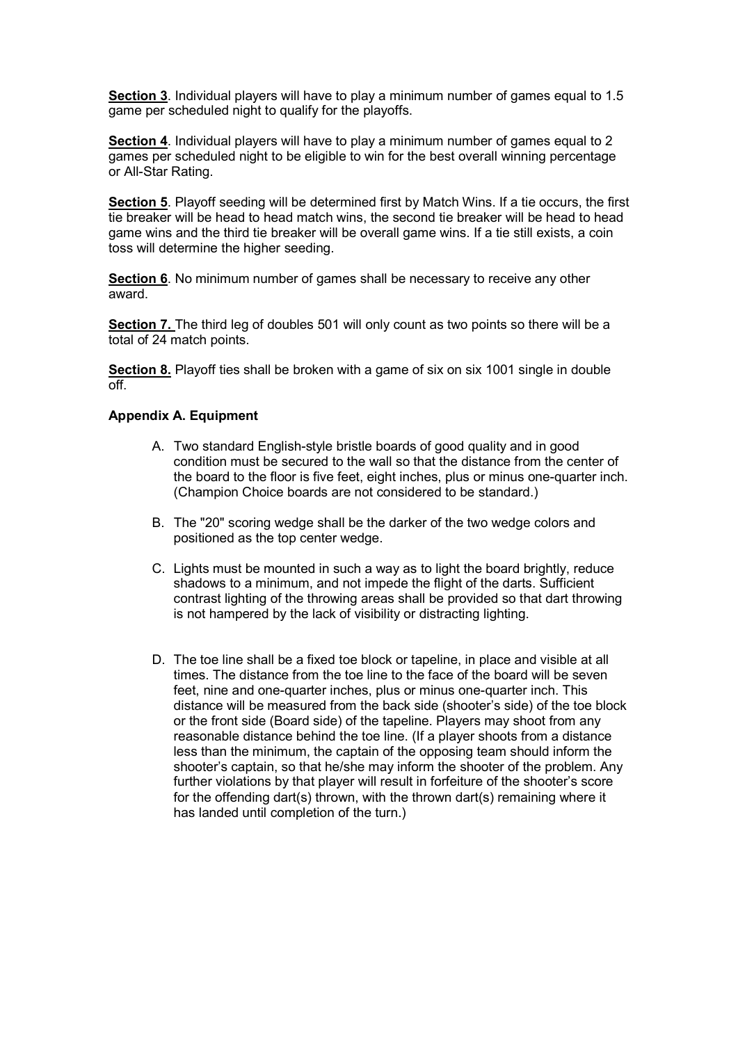**Section 3**. Individual players will have to play a minimum number of games equal to 1.5 game per scheduled night to qualify for the playoffs.

**Section 4**. Individual players will have to play a minimum number of games equal to 2 games per scheduled night to be eligible to win for the best overall winning percentage or All-Star Rating.

**Section 5**. Playoff seeding will be determined first by Match Wins. If a tie occurs, the first tie breaker will be head to head match wins, the second tie breaker will be head to head game wins and the third tie breaker will be overall game wins. If a tie still exists, a coin toss will determine the higher seeding.

**Section 6**. No minimum number of games shall be necessary to receive any other award.

**Section 7.** The third leg of doubles 501 will only count as two points so there will be a total of 24 match points.

**Section 8.** Playoff ties shall be broken with a game of six on six 1001 single in double off.

**Appendix A. Equipment**

A. Two standard English-style bristle boards of good quality and in good condition must be secured to the wall so that the distance from the center of the board to the floor is five feet, eight inches, plus or minus one-quarter inch. (Champion Choice boards are not considered to be standard.)

B. The "20" scoring wedge shall be the darker of the two wedge colors and positioned as the top center wedge.

C. Lights must be mounted in such a way as to light the board brightly, reduce shadows to a minimum, and not impede the flight of the darts. Sufficient contrast lighting of the throwing areas shall be provided so that dart throwing is not hampered by the lack of visibility or distracting lighting.

D. The toe line shall be a fixed toe block or tapeline, in place and visible at all times. The distance from the toe line to the face of the board will be seven feet, nine and one-quarter inches, plus or minus one-quarter inch. This distance will be measured from the back side (shooter's side) of the toe block or the front side (Board side) of the tapeline. Players may shoot from any reasonable distance behind the toe line. (If a player shoots from a distance less than the minimum, the captain of the opposing team should inform the shooter's captain, so that he/she may inform the shooter of the problem. Any further violations by that player will result in forfeiture of the shooter's score for the offending dart(s) thrown, with the thrown dart(s) remaining where it has landed until completion of the turn.)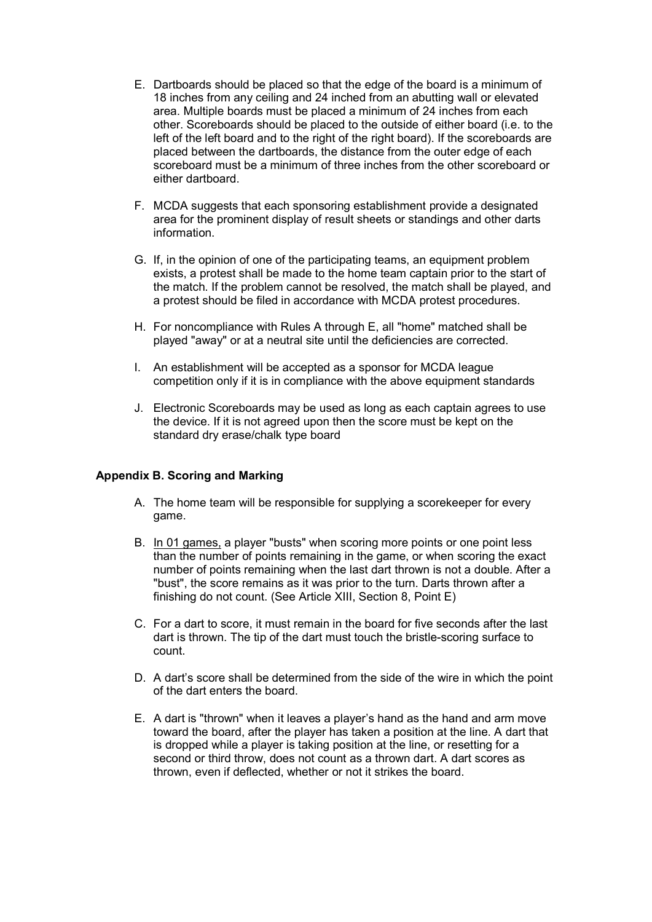E. Dartboards should be placed so that the edge of the board is a minimum of 18 inches from any ceiling and 24 inched from an abutting wall or elevated area. Multiple boards must be placed a minimum of 24 inches from each other. Scoreboards should be placed to the outside of either board (i.e. to the left of the left board and to the right of the right board). If the scoreboards are placed between the dartboards, the distance from the outer edge of each scoreboard must be a minimum of three inches from the other scoreboard or either dartboard.

F. MCDA suggests that each sponsoring establishment provide a designated area for the prominent display of result sheets or standings and other darts information.

G. If, in the opinion of one of the participating teams, an equipment problem exists, a protest shall be made to the home team captain prior to the start of the match. If the problem cannot be resolved, the match shall be played, and a protest should be filed in accordance with MCDA protest procedures.

H. For noncompliance with Rules A through E, all "home" matched shall be played "away" or at a neutral site until the deficiencies are corrected.

I. An establishment will be accepted as a sponsor for MCDA league competition only if it is in compliance with the above equipment standards

J. Electronic Scoreboards may be used as long as each captain agrees to use the device. If it is not agreed upon then the score must be kept on the standard dry erase/chalk type board

**Appendix B. Scoring and Marking**

A. The home team will be responsible for supplying a scorekeeper for every game.

B. In 01 games, a player "busts" when scoring more points or one point less than the number of points remaining in the game, or when scoring the exact number of points remaining when the last dart thrown is not a double. After a "bust", the score remains as it was prior to the turn. Darts thrown after a finishing do not count. (See Article XIII, Section 8, Point E)

C. For a dart to score, it must remain in the board for five seconds after the last dart is thrown. The tip of the dart must touch the bristle-scoring surface to count.

D. A dart's score shall be determined from the side of the wire in which the point of the dart enters the board.

E. A dart is "thrown" when it leaves a player's hand as the hand and arm move toward the board, after the player has taken a position at the line. A dart that is dropped while a player is taking position at the line, or resetting for a second or third throw, does not count as a thrown dart. A dart scores as thrown, even if deflected, whether or not it strikes the board.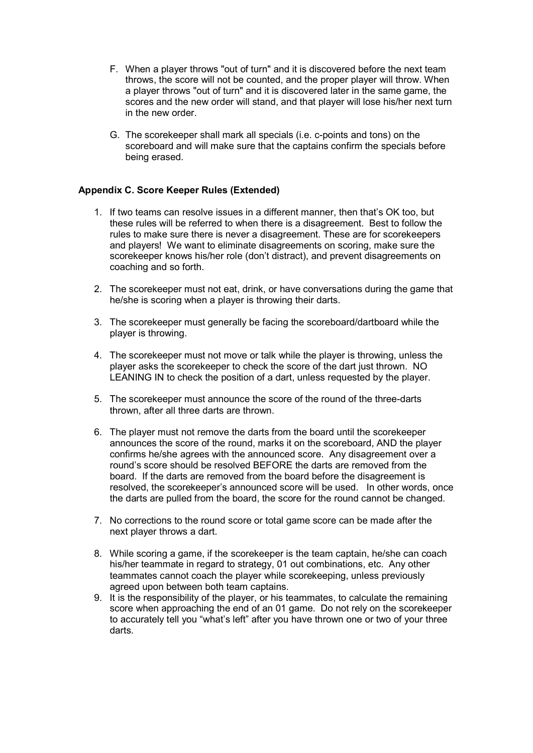F. When a player throws "out of turn" and it is discovered before the next team throws, the score will not be counted, and the proper player will throw. When a player throws "out of turn" and it is discovered later in the same game, the scores and the new order will stand, and that player will lose his/her next turn in the new order.

G. The scorekeeper shall mark all specials (i.e. c-points and tons) on the scoreboard and will make sure that the captains confirm the specials before being erased.

### Appendix C. Score Keeper Rules (Extended)

1. If two teams can resolve issues in a different manner, then that's OK too, but these rules will be referred to when there is a disagreement. Best to follow the rules to make sure there is never a disagreement. These are for scorekeepers and players! We want to eliminate disagreements on scoring, make sure the scorekeeper knows his/her role (don't distract), and prevent disagreements on coaching and so forth.

2. The scorekeeper must not eat, drink, or have conversations during the game that he/she is scoring when a player is throwing their darts.

3. The scorekeeper must generally be facing the scoreboard/dartboard while the player is throwing.

4. The scorekeeper must not move or talk while the player is throwing, unless the player asks the scorekeeper to check the score of the dart just thrown. NO LEANING IN to check the position of a dart, unless requested by the player.

5. The scorekeeper must announce the score of the round of the three-darts thrown, after all three darts are thrown.

6. The player must not remove the darts from the board until the scorekeeper announces the score of the round, marks it on the scoreboard, AND the player confirms he/she agrees with the announced score. Any disagreement over a round's score should be resolved BEFORE the darts are removed from the board. If the darts are removed from the board before the disagreement is resolved, the scorekeeper's announced score will be used. In other words, once the darts are pulled from the board, the score for the round cannot be changed.

7. No corrections to the round score or total game score can be made after the next player throws a dart.

8. While scoring a game, if the scorekeeper is the team captain, he/she can coach his/her teammate in regard to strategy, 01 out combinations, etc. Any other teammates cannot coach the player while scorekeeping, unless previously agreed upon between both team captains.

9. It is the responsibility of the player, or his teammates, to calculate the remaining score when approaching the end of an 01 game. Do not rely on the scorekeeper to accurately tell you "what's left" after you have thrown one or two of your three darts.